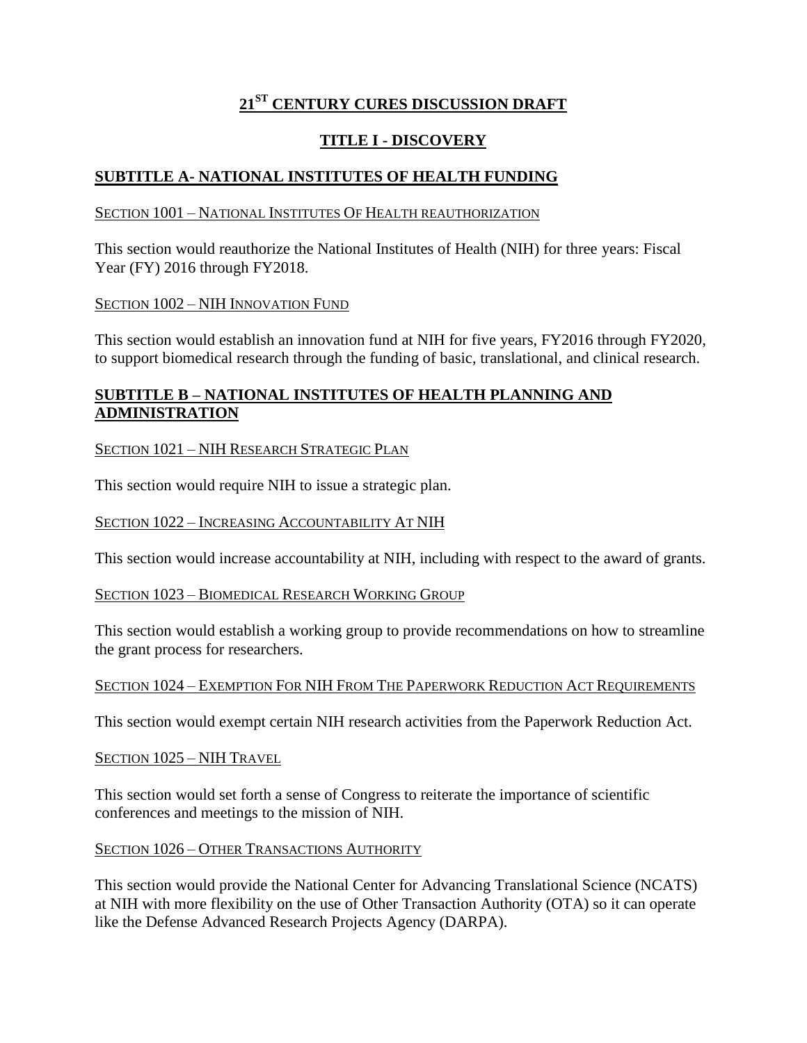# 21ST CENTURY CURES DISCUSSION DRAFT

## TITLE I - DISCOVERY

### SUBTITLE A- NATIONAL INSTITUTES OF HEALTH FUNDING

SECTION 1001 – NATIONAL INSTITUTES OF HEALTH REAUTHORIZATION

This section would reauthorize the National Institutes of Health (NIH) for three years: Fiscal Year (FY) 2016 through FY2018.

SECTION 1002 – NIH INNOVATION FUND

This section would establish an innovation fund at NIH for five years, FY2016 through FY2020, to support biomedical research through the funding of basic, translational, and clinical research.

### SUBTITLE B – NATIONAL INSTITUTES OF HEALTH PLANNING AND ADMINISTRATION

SECTION 1021 – NIH RESEARCH STRATEGIC PLAN

This section would require NIH to issue a strategic plan.

SECTION 1022 – INCREASING ACCOUNTABILITY AT NIH

This section would increase accountability at NIH, including with respect to the award of grants.

SECTION 1023 – BIOMEDICAL RESEARCH WORKING GROUP

This section would establish a working group to provide recommendations on how to streamline the grant process for researchers.

SECTION 1024 – EXEMPTION FOR NIH FROM THE PAPERWORK REDUCTION ACT REQUIREMENTS

This section would exempt certain NIH research activities from the Paperwork Reduction Act.

SECTION 1025 – NIH TRAVEL

This section would set forth a sense of Congress to reiterate the importance of scientific conferences and meetings to the mission of NIH.

SECTION 1026 – OTHER TRANSACTIONS AUTHORITY

This section would provide the National Center for Advancing Translational Science (NCATS) at NIH with more flexibility on the use of Other Transaction Authority (OTA) so it can operate like the Defense Advanced Research Projects Agency (DARPA).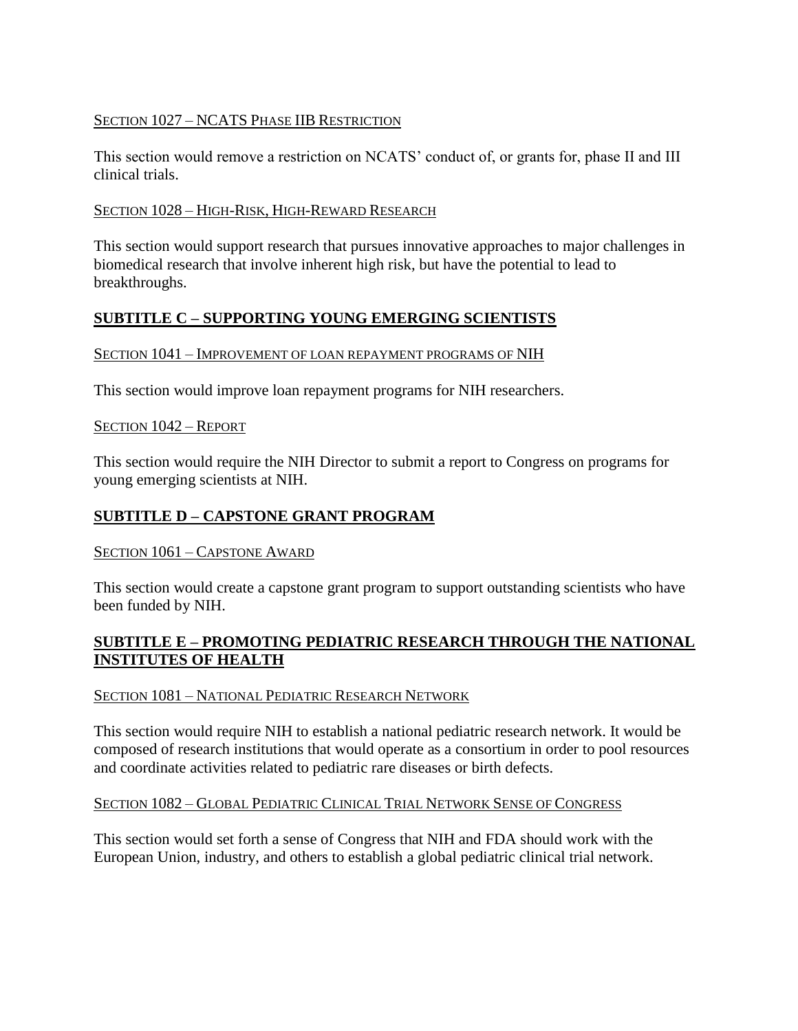### Section 1027 – NCATS Phase IIB Restriction

This section would remove a restriction on NCATS' conduct of, or grants for, phase II and III clinical trials.

### Section 1028 – High-Risk, High-Reward Research

This section would support research that pursues innovative approaches to major challenges in biomedical research that involve inherent high risk, but have the potential to lead to breakthroughs.

## SUBTITLE C – SUPPORTING YOUNG EMERGING SCIENTISTS

### Section 1041 – Improvement of loan repayment programs of NIH

This section would improve loan repayment programs for NIH researchers.

### Section 1042 – Report

This section would require the NIH Director to submit a report to Congress on programs for young emerging scientists at NIH.

## SUBTITLE D – CAPSTONE GRANT PROGRAM

### Section 1061 – Capstone Award

This section would create a capstone grant program to support outstanding scientists who have been funded by NIH.

## SUBTITLE E – PROMOTING PEDIATRIC RESEARCH THROUGH THE NATIONAL INSTITUTES OF HEALTH

### Section 1081 – National Pediatric Research Network

This section would require NIH to establish a national pediatric research network. It would be composed of research institutions that would operate as a consortium in order to pool resources and coordinate activities related to pediatric rare diseases or birth defects.

### Section 1082 – Global Pediatric Clinical Trial Network Sense of Congress

This section would set forth a sense of Congress that NIH and FDA should work with the European Union, industry, and others to establish a global pediatric clinical trial network.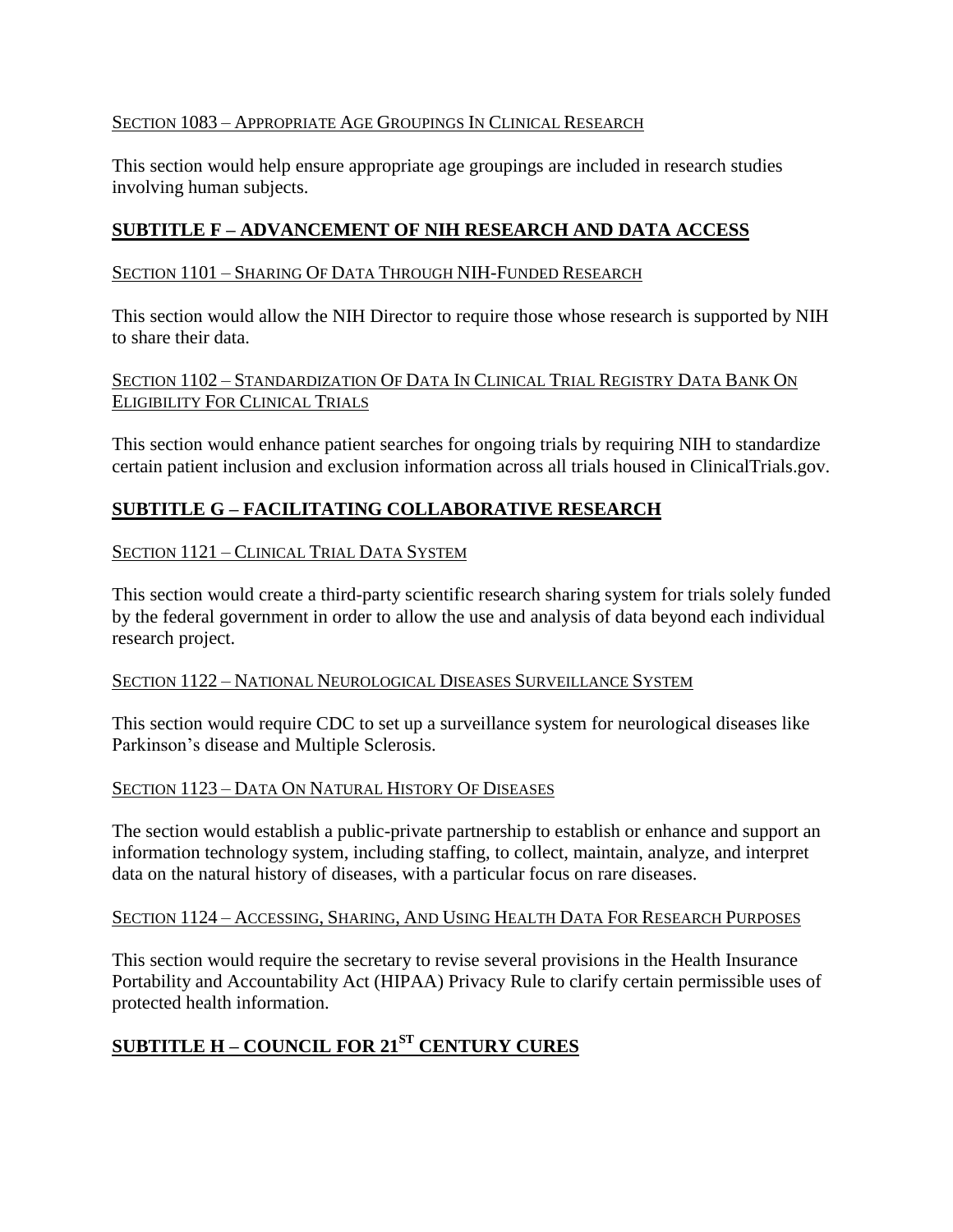### Section 1083 – Appropriate Age Groupings In Clinical Research

This section would help ensure appropriate age groupings are included in research studies involving human subjects.

## SUBTITLE F – ADVANCEMENT OF NIH RESEARCH AND DATA ACCESS

### Section 1101 – Sharing Of Data Through NIH-Funded Research

This section would allow the NIH Director to require those whose research is supported by NIH to share their data.

### Section 1102 – Standardization Of Data In Clinical Trial Registry Data Bank On Eligibility For Clinical Trials

This section would enhance patient searches for ongoing trials by requiring NIH to standardize certain patient inclusion and exclusion information across all trials housed in ClinicalTrials.gov.

## SUBTITLE G – FACILITATING COLLABORATIVE RESEARCH

### Section 1121 – Clinical Trial Data System

This section would create a third-party scientific research sharing system for trials solely funded by the federal government in order to allow the use and analysis of data beyond each individual research project.

### Section 1122 – National Neurological Diseases Surveillance System

This section would require CDC to set up a surveillance system for neurological diseases like Parkinson's disease and Multiple Sclerosis.

### Section 1123 – Data On Natural History Of Diseases

The section would establish a public-private partnership to establish or enhance and support an information technology system, including staffing, to collect, maintain, analyze, and interpret data on the natural history of diseases, with a particular focus on rare diseases.

### Section 1124 – Accessing, Sharing, And Using Health Data For Research Purposes

This section would require the secretary to revise several provisions in the Health Insurance Portability and Accountability Act (HIPAA) Privacy Rule to clarify certain permissible uses of protected health information.

## SUBTITLE H – COUNCIL FOR 21ST CENTURY CURES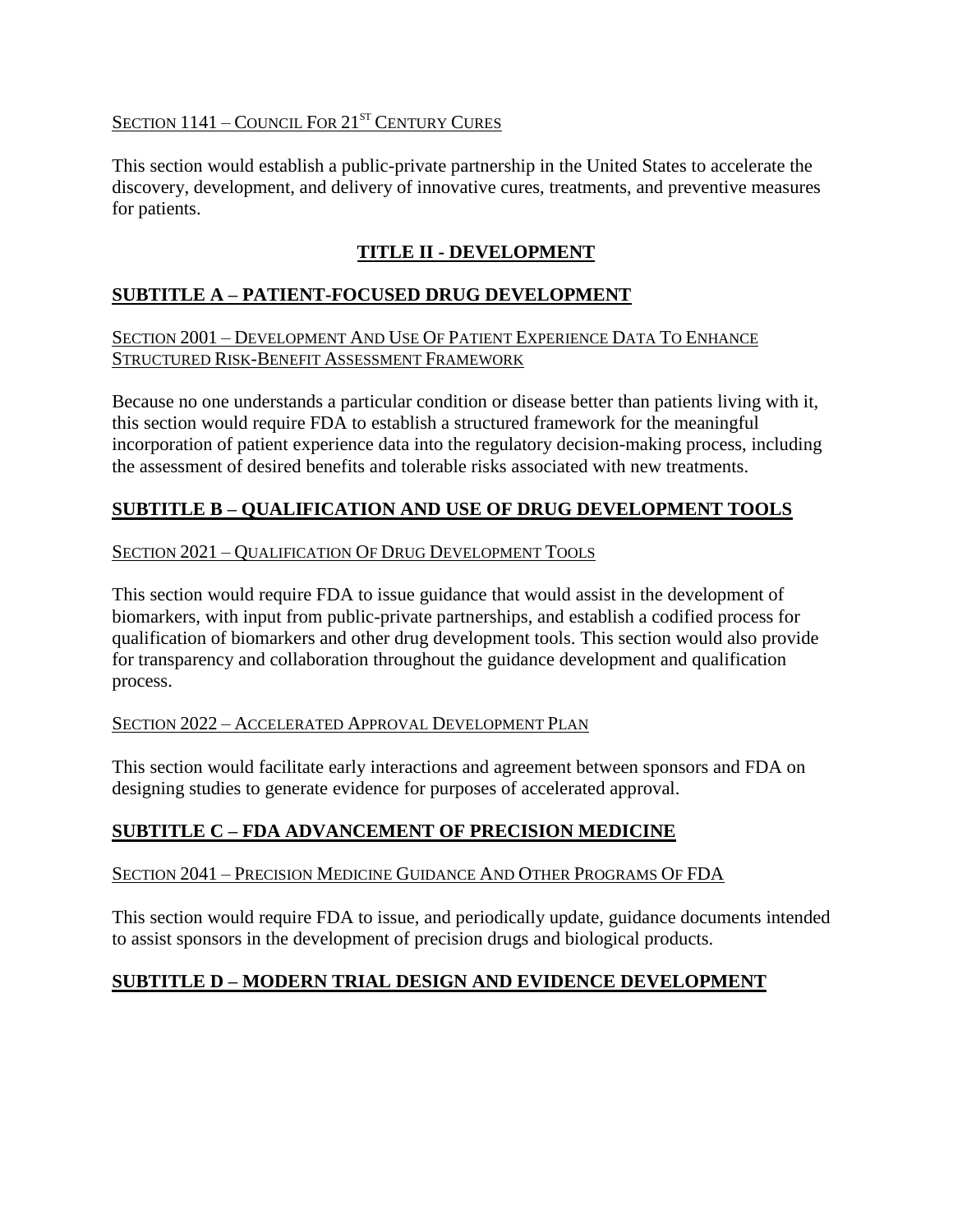SECTION 1141 – COUNCIL FOR 21ST CENTURY CURES

This section would establish a public-private partnership in the United States to accelerate the discovery, development, and delivery of innovative cures, treatments, and preventive measures for patients.

## TITLE II - DEVELOPMENT

### SUBTITLE A – PATIENT-FOCUSED DRUG DEVELOPMENT

SECTION 2001 – DEVELOPMENT AND USE OF PATIENT EXPERIENCE DATA TO ENHANCE STRUCTURED RISK-BENEFIT ASSESSMENT FRAMEWORK

Because no one understands a particular condition or disease better than patients living with it, this section would require FDA to establish a structured framework for the meaningful incorporation of patient experience data into the regulatory decision-making process, including the assessment of desired benefits and tolerable risks associated with new treatments.

### SUBTITLE B – QUALIFICATION AND USE OF DRUG DEVELOPMENT TOOLS

SECTION 2021 – QUALIFICATION OF DRUG DEVELOPMENT TOOLS

This section would require FDA to issue guidance that would assist in the development of biomarkers, with input from public-private partnerships, and establish a codified process for qualification of biomarkers and other drug development tools. This section would also provide for transparency and collaboration throughout the guidance development and qualification process.

SECTION 2022 – ACCELERATED APPROVAL DEVELOPMENT PLAN

This section would facilitate early interactions and agreement between sponsors and FDA on designing studies to generate evidence for purposes of accelerated approval.

### SUBTITLE C – FDA ADVANCEMENT OF PRECISION MEDICINE

SECTION 2041 – PRECISION MEDICINE GUIDANCE AND OTHER PROGRAMS OF FDA

This section would require FDA to issue, and periodically update, guidance documents intended to assist sponsors in the development of precision drugs and biological products.

### SUBTITLE D – MODERN TRIAL DESIGN AND EVIDENCE DEVELOPMENT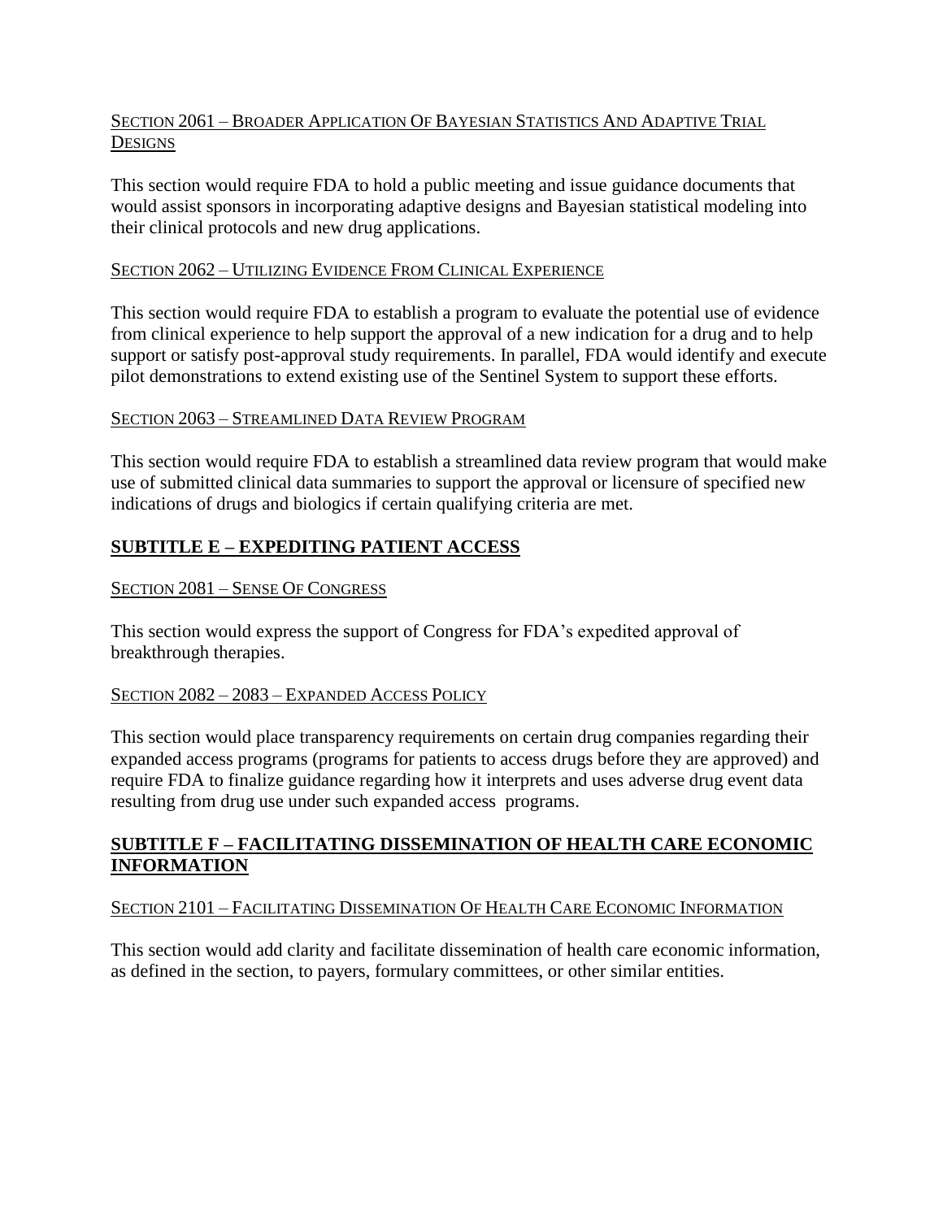#### Section 2061 – Broader Application Of Bayesian Statistics And Adaptive Trial Designs

This section would require FDA to hold a public meeting and issue guidance documents that would assist sponsors in incorporating adaptive designs and Bayesian statistical modeling into their clinical protocols and new drug applications.

#### Section 2062 – Utilizing Evidence From Clinical Experience

This section would require FDA to establish a program to evaluate the potential use of evidence from clinical experience to help support the approval of a new indication for a drug and to help support or satisfy post-approval study requirements. In parallel, FDA would identify and execute pilot demonstrations to extend existing use of the Sentinel System to support these efforts.

#### Section 2063 – Streamlined Data Review Program

This section would require FDA to establish a streamlined data review program that would make use of submitted clinical data summaries to support the approval or licensure of specified new indications of drugs and biologics if certain qualifying criteria are met.

### SUBTITLE E – EXPEDITING PATIENT ACCESS

#### Section 2081 – Sense Of Congress

This section would express the support of Congress for FDA's expedited approval of breakthrough therapies.

#### Section 2082 – 2083 – Expanded Access Policy

This section would place transparency requirements on certain drug companies regarding their expanded access programs (programs for patients to access drugs before they are approved) and require FDA to finalize guidance regarding how it interprets and uses adverse drug event data resulting from drug use under such expanded access programs.

### SUBTITLE F – FACILITATING DISSEMINATION OF HEALTH CARE ECONOMIC INFORMATION

#### Section 2101 – Facilitating Dissemination Of Health Care Economic Information

This section would add clarity and facilitate dissemination of health care economic information, as defined in the section, to payers, formulary committees, or other similar entities.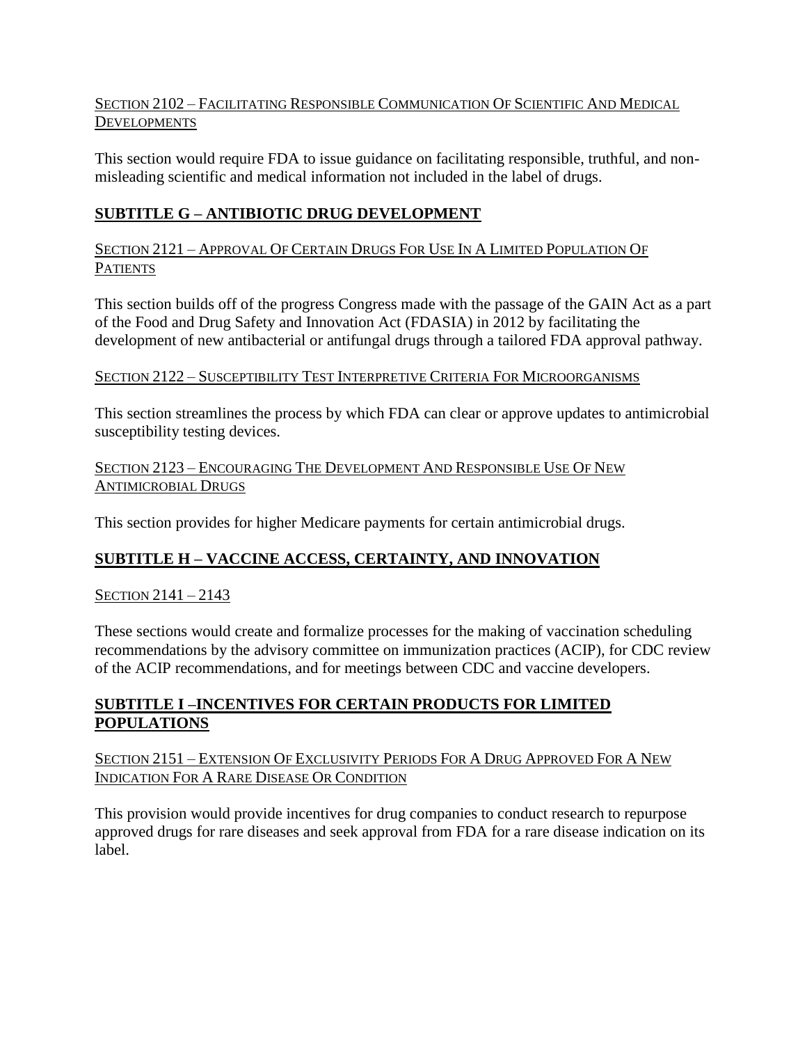### Section 2102 – Facilitating Responsible Communication Of Scientific And Medical Developments

This section would require FDA to issue guidance on facilitating responsible, truthful, and non-misleading scientific and medical information not included in the label of drugs.

## SUBTITLE G – ANTIBIOTIC DRUG DEVELOPMENT

### Section 2121 – Approval Of Certain Drugs For Use In A Limited Population Of Patients

This section builds off of the progress Congress made with the passage of the GAIN Act as a part of the Food and Drug Safety and Innovation Act (FDASIA) in 2012 by facilitating the development of new antibacterial or antifungal drugs through a tailored FDA approval pathway.

### Section 2122 – Susceptibility Test Interpretive Criteria For Microorganisms

This section streamlines the process by which FDA can clear or approve updates to antimicrobial susceptibility testing devices.

### Section 2123 – Encouraging The Development And Responsible Use Of New Antimicrobial Drugs

This section provides for higher Medicare payments for certain antimicrobial drugs.

## SUBTITLE H – VACCINE ACCESS, CERTAINTY, AND INNOVATION

### Section 2141 – 2143

These sections would create and formalize processes for the making of vaccination scheduling recommendations by the advisory committee on immunization practices (ACIP), for CDC review of the ACIP recommendations, and for meetings between CDC and vaccine developers.

## SUBTITLE I –INCENTIVES FOR CERTAIN PRODUCTS FOR LIMITED POPULATIONS

### Section 2151 – Extension Of Exclusivity Periods For A Drug Approved For A New Indication For A Rare Disease Or Condition

This provision would provide incentives for drug companies to conduct research to repurpose approved drugs for rare diseases and seek approval from FDA for a rare disease indication on its label.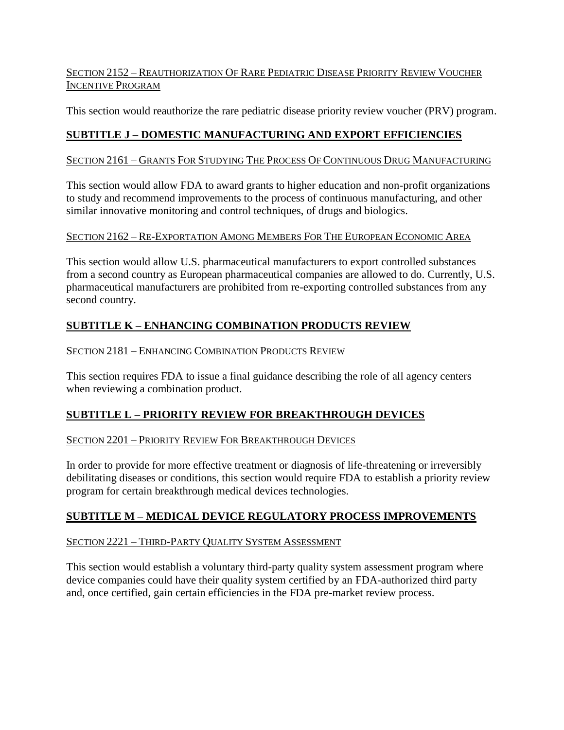Section 2152 – Reauthorization Of Rare Pediatric Disease Priority Review Voucher Incentive Program

This section would reauthorize the rare pediatric disease priority review voucher (PRV) program.

## SUBTITLE J – DOMESTIC MANUFACTURING AND EXPORT EFFICIENCIES

Section 2161 – Grants For Studying The Process Of Continuous Drug Manufacturing

This section would allow FDA to award grants to higher education and non-profit organizations to study and recommend improvements to the process of continuous manufacturing, and other similar innovative monitoring and control techniques, of drugs and biologics.

Section 2162 – Re-Exportation Among Members For The European Economic Area

This section would allow U.S. pharmaceutical manufacturers to export controlled substances from a second country as European pharmaceutical companies are allowed to do. Currently, U.S. pharmaceutical manufacturers are prohibited from re-exporting controlled substances from any second country.

## SUBTITLE K – ENHANCING COMBINATION PRODUCTS REVIEW

Section 2181 – Enhancing Combination Products Review

This section requires FDA to issue a final guidance describing the role of all agency centers when reviewing a combination product.

## SUBTITLE L – PRIORITY REVIEW FOR BREAKTHROUGH DEVICES

Section 2201 – Priority Review For Breakthrough Devices

In order to provide for more effective treatment or diagnosis of life-threatening or irreversibly debilitating diseases or conditions, this section would require FDA to establish a priority review program for certain breakthrough medical devices technologies.

## SUBTITLE M – MEDICAL DEVICE REGULATORY PROCESS IMPROVEMENTS

Section 2221 – Third-Party Quality System Assessment

This section would establish a voluntary third-party quality system assessment program where device companies could have their quality system certified by an FDA-authorized third party and, once certified, gain certain efficiencies in the FDA pre-market review process.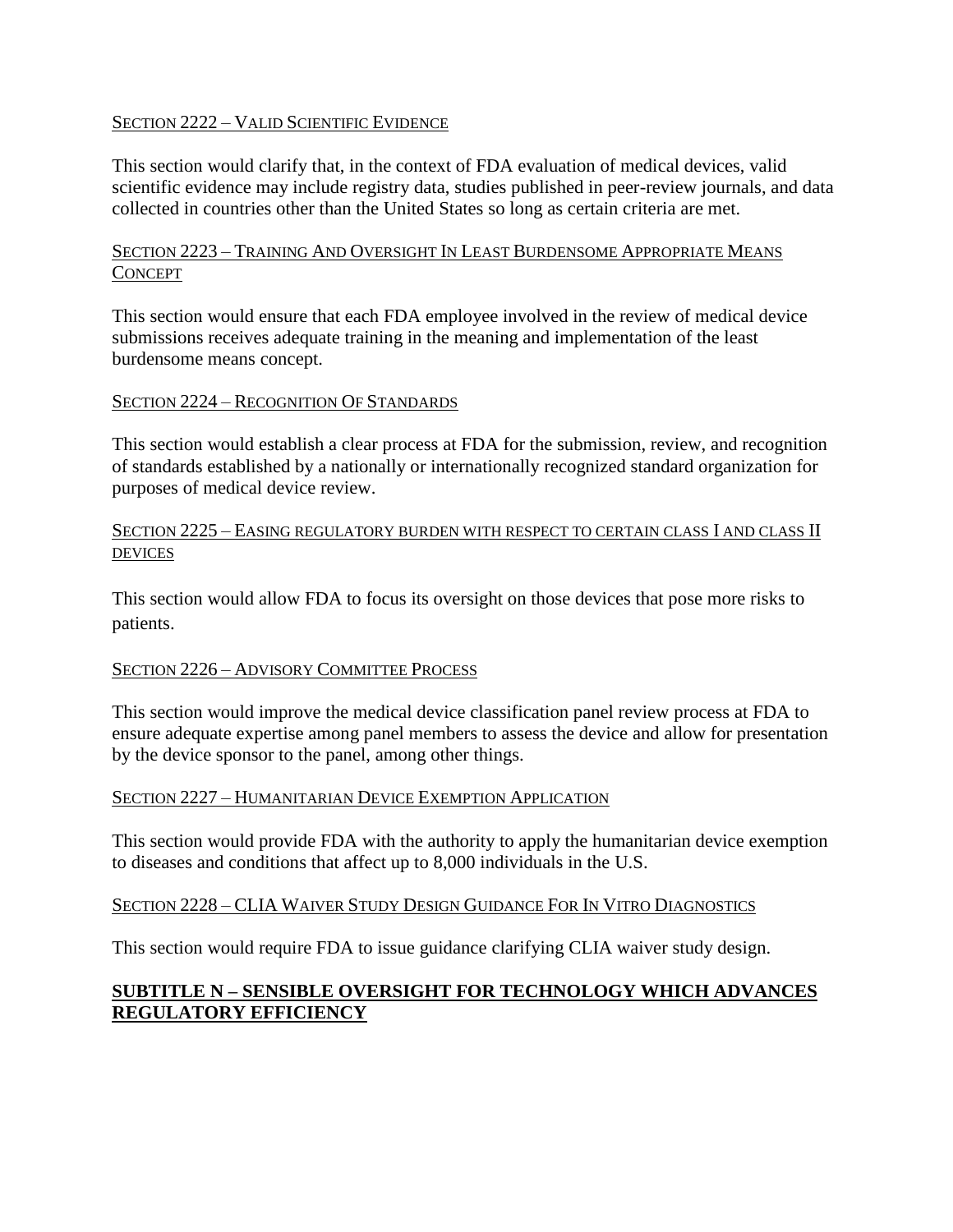### Section 2222 – Valid Scientific Evidence

This section would clarify that, in the context of FDA evaluation of medical devices, valid scientific evidence may include registry data, studies published in peer-review journals, and data collected in countries other than the United States so long as certain criteria are met.

### Section 2223 – Training And Oversight In Least Burdensome Appropriate Means Concept

This section would ensure that each FDA employee involved in the review of medical device submissions receives adequate training in the meaning and implementation of the least burdensome means concept.

### Section 2224 – Recognition Of Standards

This section would establish a clear process at FDA for the submission, review, and recognition of standards established by a nationally or internationally recognized standard organization for purposes of medical device review.

### Section 2225 – Easing regulatory burden with respect to certain class I and class II devices

This section would allow FDA to focus its oversight on those devices that pose more risks to patients.

### Section 2226 – Advisory Committee Process

This section would improve the medical device classification panel review process at FDA to ensure adequate expertise among panel members to assess the device and allow for presentation by the device sponsor to the panel, among other things.

### Section 2227 – Humanitarian Device Exemption Application

This section would provide FDA with the authority to apply the humanitarian device exemption to diseases and conditions that affect up to 8,000 individuals in the U.S.

### Section 2228 – CLIA Waiver Study Design Guidance For In Vitro Diagnostics

This section would require FDA to issue guidance clarifying CLIA waiver study design.

## SUBTITLE N – SENSIBLE OVERSIGHT FOR TECHNOLOGY WHICH ADVANCES REGULATORY EFFICIENCY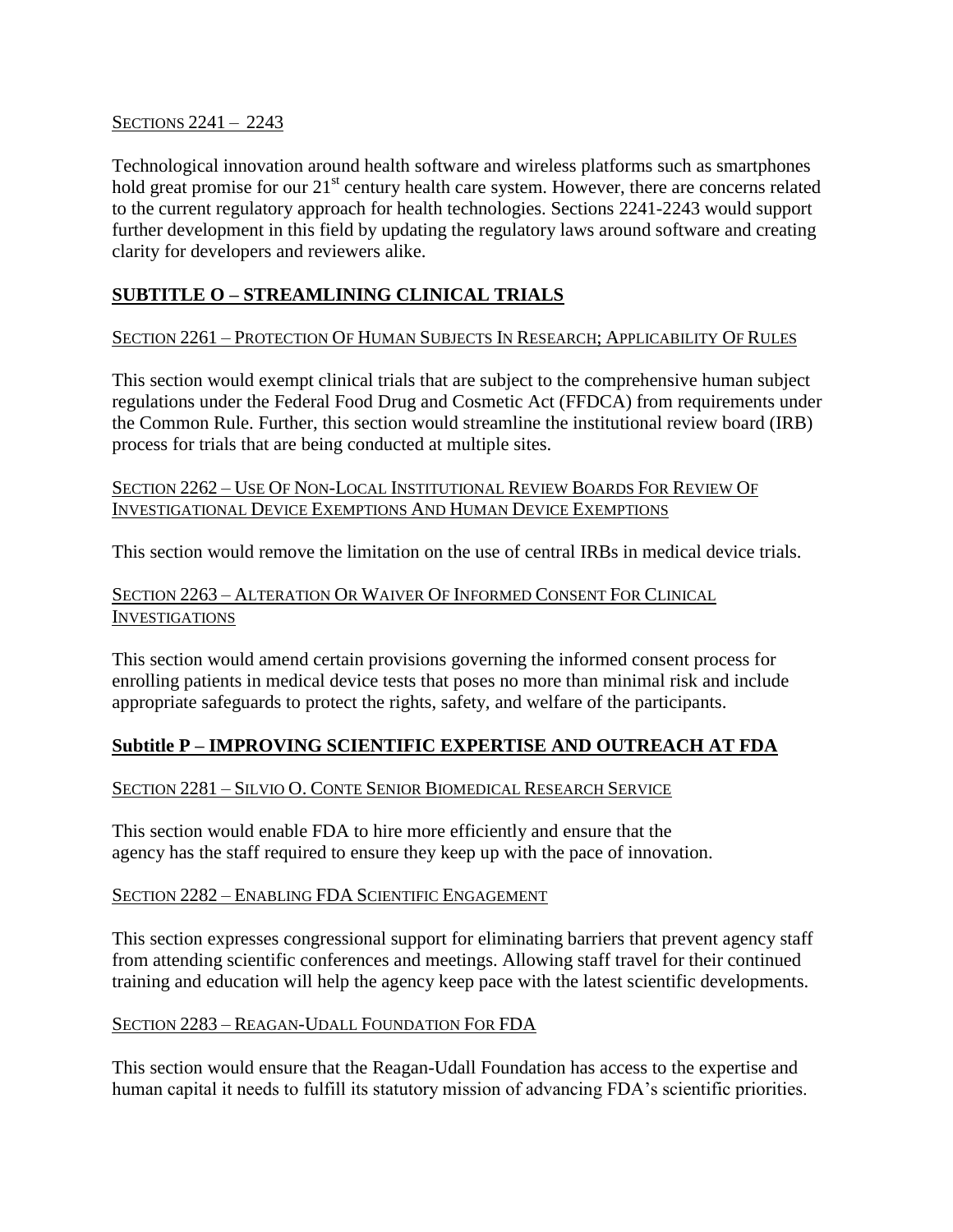Sections 2241 – 2243

Technological innovation around health software and wireless platforms such as smartphones hold great promise for our 21st century health care system. However, there are concerns related to the current regulatory approach for health technologies. Sections 2241-2243 would support further development in this field by updating the regulatory laws around software and creating clarity for developers and reviewers alike.

## SUBTITLE O – STREAMLINING CLINICAL TRIALS

Section 2261 – Protection Of Human Subjects In Research; Applicability Of Rules

This section would exempt clinical trials that are subject to the comprehensive human subject regulations under the Federal Food Drug and Cosmetic Act (FFDCA) from requirements under the Common Rule. Further, this section would streamline the institutional review board (IRB) process for trials that are being conducted at multiple sites.

Section 2262 – Use Of Non-Local Institutional Review Boards For Review Of Investigational Device Exemptions And Human Device Exemptions

This section would remove the limitation on the use of central IRBs in medical device trials.

Section 2263 – Alteration Or Waiver Of Informed Consent For Clinical Investigations

This section would amend certain provisions governing the informed consent process for enrolling patients in medical device tests that poses no more than minimal risk and include appropriate safeguards to protect the rights, safety, and welfare of the participants.

## Subtitle P – IMPROVING SCIENTIFIC EXPERTISE AND OUTREACH AT FDA

Section 2281 – Silvio O. Conte Senior Biomedical Research Service

This section would enable FDA to hire more efficiently and ensure that the agency has the staff required to ensure they keep up with the pace of innovation.

Section 2282 – Enabling FDA Scientific Engagement

This section expresses congressional support for eliminating barriers that prevent agency staff from attending scientific conferences and meetings. Allowing staff travel for their continued training and education will help the agency keep pace with the latest scientific developments.

Section 2283 – Reagan-Udall Foundation For FDA

This section would ensure that the Reagan-Udall Foundation has access to the expertise and human capital it needs to fulfill its statutory mission of advancing FDA's scientific priorities.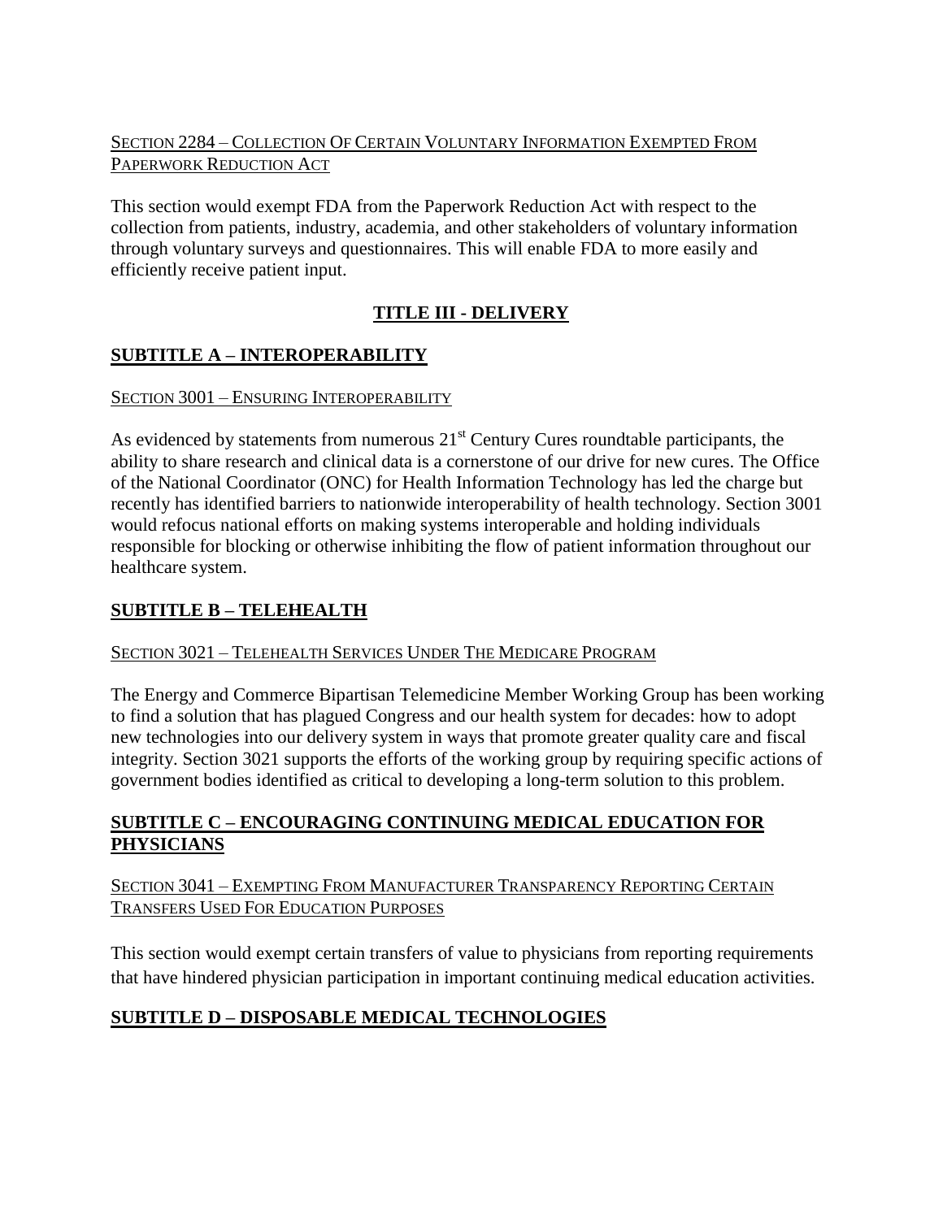Section 2284 – Collection Of Certain Voluntary Information Exempted From Paperwork Reduction Act

This section would exempt FDA from the Paperwork Reduction Act with respect to the collection from patients, industry, academia, and other stakeholders of voluntary information through voluntary surveys and questionnaires. This will enable FDA to more easily and efficiently receive patient input.

## TITLE III - DELIVERY

### SUBTITLE A – INTEROPERABILITY

Section 3001 – Ensuring Interoperability

As evidenced by statements from numerous 21st Century Cures roundtable participants, the ability to share research and clinical data is a cornerstone of our drive for new cures. The Office of the National Coordinator (ONC) for Health Information Technology has led the charge but recently has identified barriers to nationwide interoperability of health technology. Section 3001 would refocus national efforts on making systems interoperable and holding individuals responsible for blocking or otherwise inhibiting the flow of patient information throughout our healthcare system.

### SUBTITLE B – TELEHEALTH

Section 3021 – Telehealth Services Under The Medicare Program

The Energy and Commerce Bipartisan Telemedicine Member Working Group has been working to find a solution that has plagued Congress and our health system for decades: how to adopt new technologies into our delivery system in ways that promote greater quality care and fiscal integrity. Section 3021 supports the efforts of the working group by requiring specific actions of government bodies identified as critical to developing a long-term solution to this problem.

### SUBTITLE C – ENCOURAGING CONTINUING MEDICAL EDUCATION FOR PHYSICIANS

Section 3041 – Exempting From Manufacturer Transparency Reporting Certain Transfers Used For Education Purposes

This section would exempt certain transfers of value to physicians from reporting requirements that have hindered physician participation in important continuing medical education activities.

### SUBTITLE D – DISPOSABLE MEDICAL TECHNOLOGIES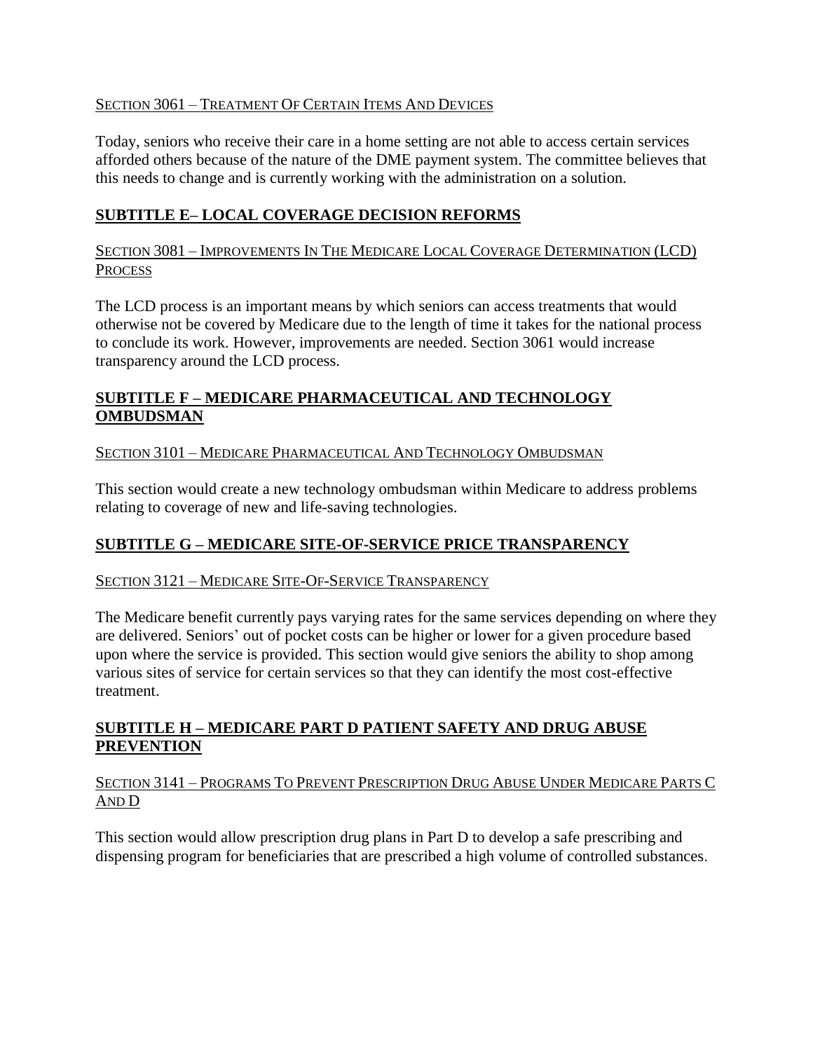Section 3061 – Treatment Of Certain Items And Devices

Today, seniors who receive their care in a home setting are not able to access certain services afforded others because of the nature of the DME payment system. The committee believes that this needs to change and is currently working with the administration on a solution.

## SUBTITLE E– LOCAL COVERAGE DECISION REFORMS

Section 3081 – Improvements In The Medicare Local Coverage Determination (LCD) Process

The LCD process is an important means by which seniors can access treatments that would otherwise not be covered by Medicare due to the length of time it takes for the national process to conclude its work. However, improvements are needed. Section 3061 would increase transparency around the LCD process.

## SUBTITLE F – MEDICARE PHARMACEUTICAL AND TECHNOLOGY OMBUDSMAN

Section 3101 – Medicare Pharmaceutical And Technology Ombudsman

This section would create a new technology ombudsman within Medicare to address problems relating to coverage of new and life-saving technologies.

## SUBTITLE G – MEDICARE SITE-OF-SERVICE PRICE TRANSPARENCY

Section 3121 – Medicare Site-Of-Service Transparency

The Medicare benefit currently pays varying rates for the same services depending on where they are delivered. Seniors' out of pocket costs can be higher or lower for a given procedure based upon where the service is provided. This section would give seniors the ability to shop among various sites of service for certain services so that they can identify the most cost-effective treatment.

## SUBTITLE H – MEDICARE PART D PATIENT SAFETY AND DRUG ABUSE PREVENTION

Section 3141 – Programs To Prevent Prescription Drug Abuse Under Medicare Parts C And D

This section would allow prescription drug plans in Part D to develop a safe prescribing and dispensing program for beneficiaries that are prescribed a high volume of controlled substances.